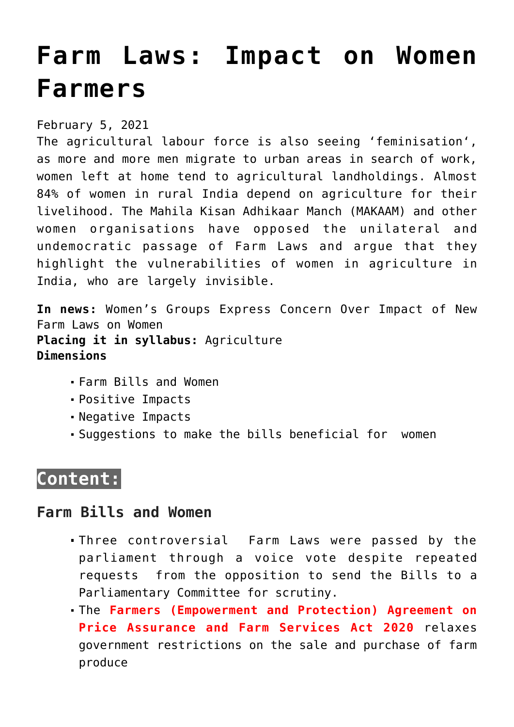# Farm Laws: Impact on Women Farmers

February 5, 2021

The agricultural labour force is also seeing 'feminisation', as more and more men migrate to urban areas in search of work, women left at home tend to agricultural landholdings. Almost 84% of women in rural India depend on agriculture for their livelihood. The Mahila Kisan Adhikaar Manch (MAKAAM) and other women organisations have opposed the unilateral and undemocratic passage of Farm Laws and argue that they highlight the vulnerabilities of women in agriculture in India, who are largely invisible.

**In news:** Women's Groups Express Concern Over Impact of New Farm Laws on Women
**Placing it in syllabus:** Agriculture
**Dimensions**

- Farm Bills and Women
- Positive Impacts
- Negative Impacts
- Suggestions to make the bills beneficial for women

## Content:

### Farm Bills and Women

- Three controversial Farm Laws were passed by the parliament through a voice vote despite repeated requests from the opposition to send the Bills to a Parliamentary Committee for scrutiny.
- The **Farmers (Empowerment and Protection) Agreement on Price Assurance and Farm Services Act 2020** relaxes government restrictions on the sale and purchase of farm produce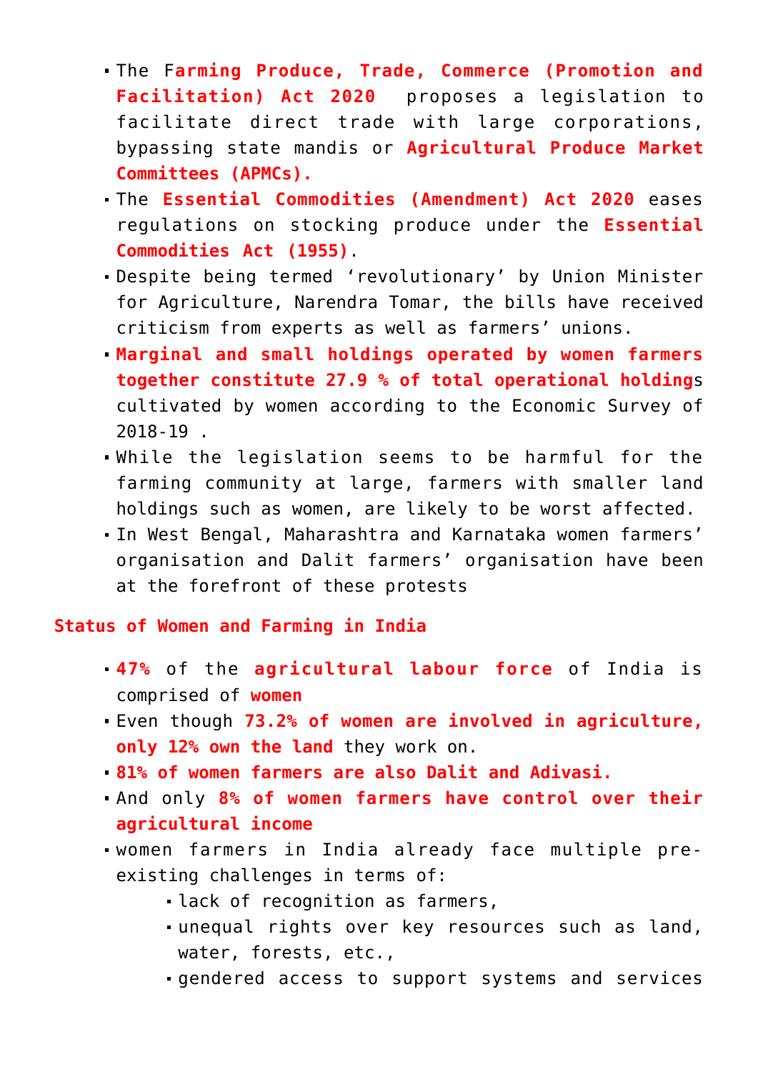- The F**arming Produce, Trade, Commerce (Promotion and Facilitation) Act 2020** proposes a legislation to facilitate direct trade with large corporations, bypassing state mandis or **Agricultural Produce Market Committees (APMCs).**
- The **Essential Commodities (Amendment) Act 2020** eases regulations on stocking produce under the **Essential Commodities Act (1955)**.
- Despite being termed 'revolutionary' by Union Minister for Agriculture, Narendra Tomar, the bills have received criticism from experts as well as farmers' unions.
- **Marginal and small holdings operated by women farmers together constitute 27.9 % of total operational holding**s cultivated by women according to the Economic Survey of 2018-19 .
- While the legislation seems to be harmful for the farming community at large, farmers with smaller land holdings such as women, are likely to be worst affected.
- In West Bengal, Maharashtra and Karnataka women farmers' organisation and Dalit farmers' organisation have been at the forefront of these protests

**Status of Women and Farming in India**

- **47%** of the **agricultural labour force** of India is comprised of **women**
- Even though **73.2% of women are involved in agriculture, only 12% own the land** they work on.
- **81% of women farmers are also Dalit and Adivasi.**
- And only **8% of women farmers have control over their agricultural income**
- women farmers in India already face multiple pre-existing challenges in terms of:
  - lack of recognition as farmers,
  - unequal rights over key resources such as land, water, forests, etc.,
  - gendered access to support systems and services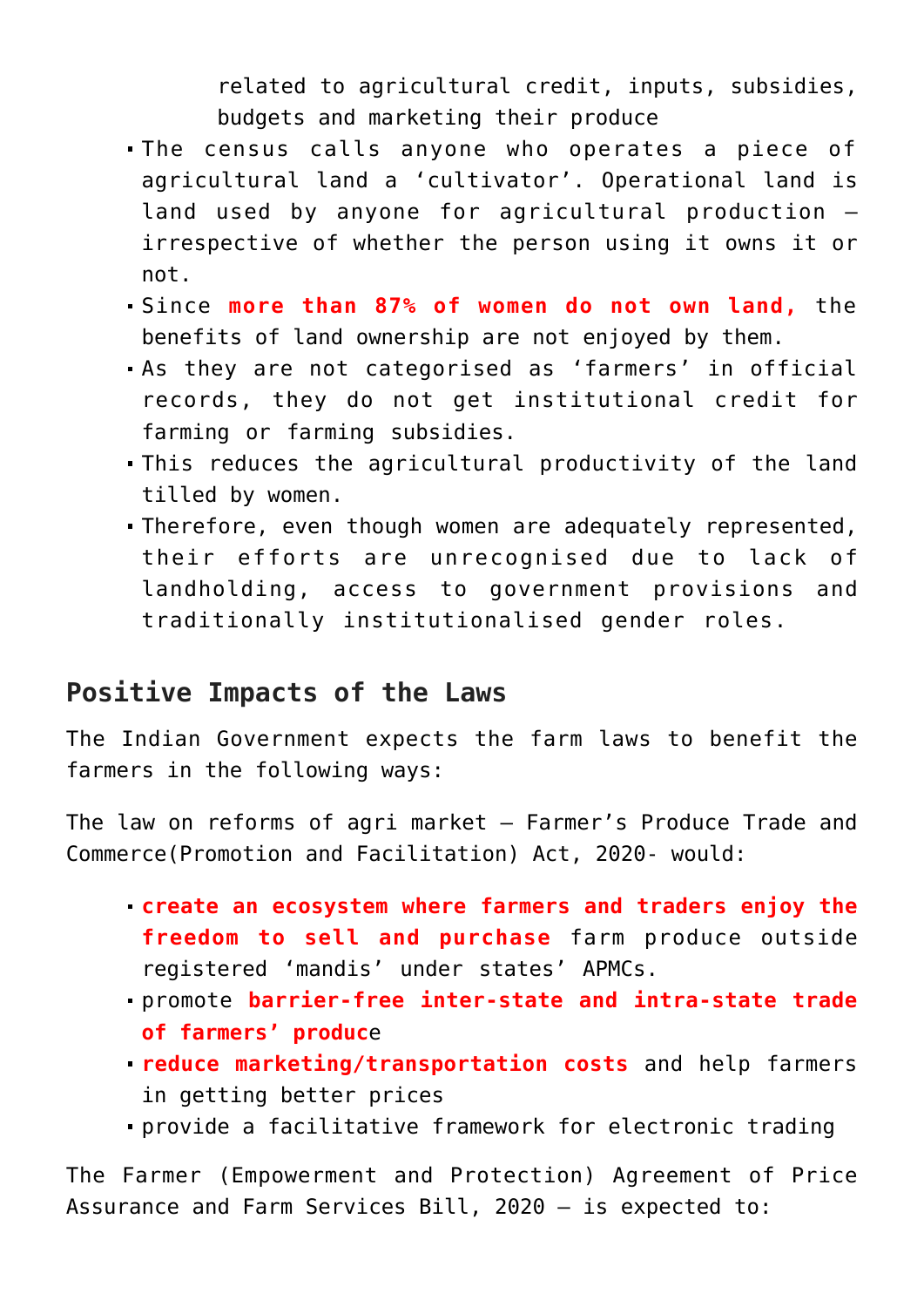related to agricultural credit, inputs, subsidies, budgets and marketing their produce

- The census calls anyone who operates a piece of agricultural land a 'cultivator'. Operational land is land used by anyone for agricultural production – irrespective of whether the person using it owns it or not.
- Since **more than 87% of women do not own land,** the benefits of land ownership are not enjoyed by them.
- As they are not categorised as 'farmers' in official records, they do not get institutional credit for farming or farming subsidies.
- This reduces the agricultural productivity of the land tilled by women.
- Therefore, even though women are adequately represented, their efforts are unrecognised due to lack of landholding, access to government provisions and traditionally institutionalised gender roles.

## Positive Impacts of the Laws

The Indian Government expects the farm laws to benefit the farmers in the following ways:

The law on reforms of agri market – Farmer's Produce Trade and Commerce(Promotion and Facilitation) Act, 2020- would:

- **create an ecosystem where farmers and traders enjoy the freedom to sell and purchase** farm produce outside registered 'mandis' under states' APMCs.
- promote **barrier-free inter-state and intra-state trade of farmers' produce**
- **reduce marketing/transportation costs** and help farmers in getting better prices
- provide a facilitative framework for electronic trading

The Farmer (Empowerment and Protection) Agreement of Price Assurance and Farm Services Bill, 2020 – is expected to: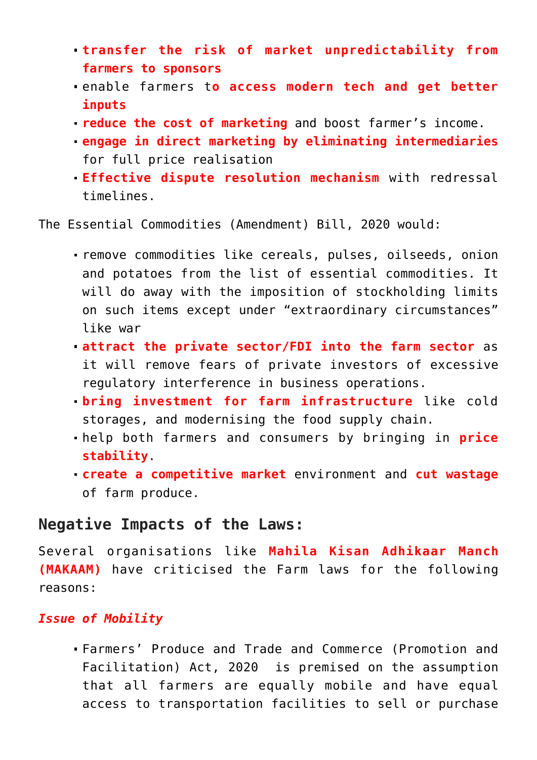- **transfer the risk of market unpredictability from farmers to sponsors**
- enable farmers t**o access modern tech and get better inputs**
- **reduce the cost of marketing** and boost farmer's income.
- **engage in direct marketing by eliminating intermediaries** for full price realisation
- **Effective dispute resolution mechanism** with redressal timelines.

The Essential Commodities (Amendment) Bill, 2020 would:

- remove commodities like cereals, pulses, oilseeds, onion and potatoes from the list of essential commodities. It will do away with the imposition of stockholding limits on such items except under "extraordinary circumstances" like war
- **attract the private sector/FDI into the farm sector** as it will remove fears of private investors of excessive regulatory interference in business operations.
- **bring investment for farm infrastructure** like cold storages, and modernising the food supply chain.
- help both farmers and consumers by bringing in **price stability**.
- **create a competitive market** environment and **cut wastage** of farm produce.

## Negative Impacts of the Laws:

Several organisations like **Mahila Kisan Adhikaar Manch (MAKAAM)** have criticised the Farm laws for the following reasons:

***Issue of Mobility***

- Farmers' Produce and Trade and Commerce (Promotion and Facilitation) Act, 2020 is premised on the assumption that all farmers are equally mobile and have equal access to transportation facilities to sell or purchase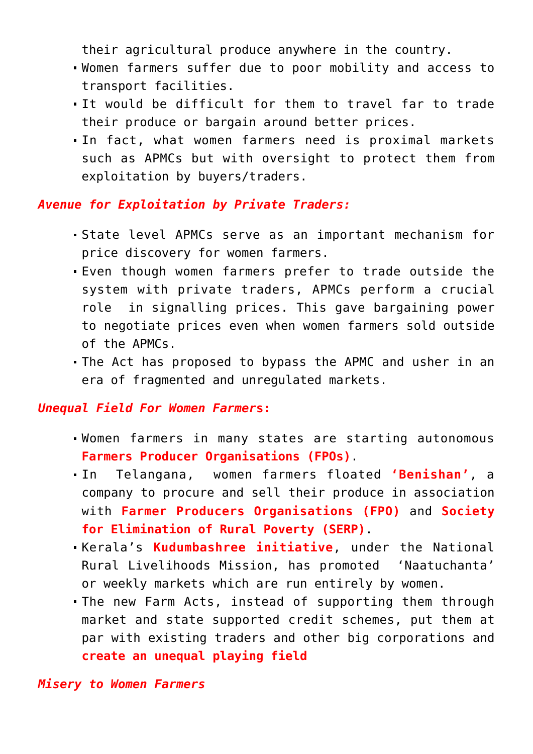their agricultural produce anywhere in the country.

- Women farmers suffer due to poor mobility and access to transport facilities.
- It would be difficult for them to travel far to trade their produce or bargain around better prices.
- In fact, what women farmers need is proximal markets such as APMCs but with oversight to protect them from exploitation by buyers/traders.

***Avenue for Exploitation by Private Traders:***

- State level APMCs serve as an important mechanism for price discovery for women farmers.
- Even though women farmers prefer to trade outside the system with private traders, APMCs perform a crucial role in signalling prices. This gave bargaining power to negotiate prices even when women farmers sold outside of the APMCs.
- The Act has proposed to bypass the APMC and usher in an era of fragmented and unregulated markets.

***Unequal Field For Women Farmers:***

- Women farmers in many states are starting autonomous **Farmers Producer Organisations (FPOs)**.
- In Telangana, women farmers floated **'Benishan'**, a company to procure and sell their produce in association with **Farmer Producers Organisations (FPO)** and **Society for Elimination of Rural Poverty (SERP)**.
- Kerala's **Kudumbashree initiative**, under the National Rural Livelihoods Mission, has promoted 'Naatuchanta' or weekly markets which are run entirely by women.
- The new Farm Acts, instead of supporting them through market and state supported credit schemes, put them at par with existing traders and other big corporations and **create an unequal playing field**

***Misery to Women Farmers***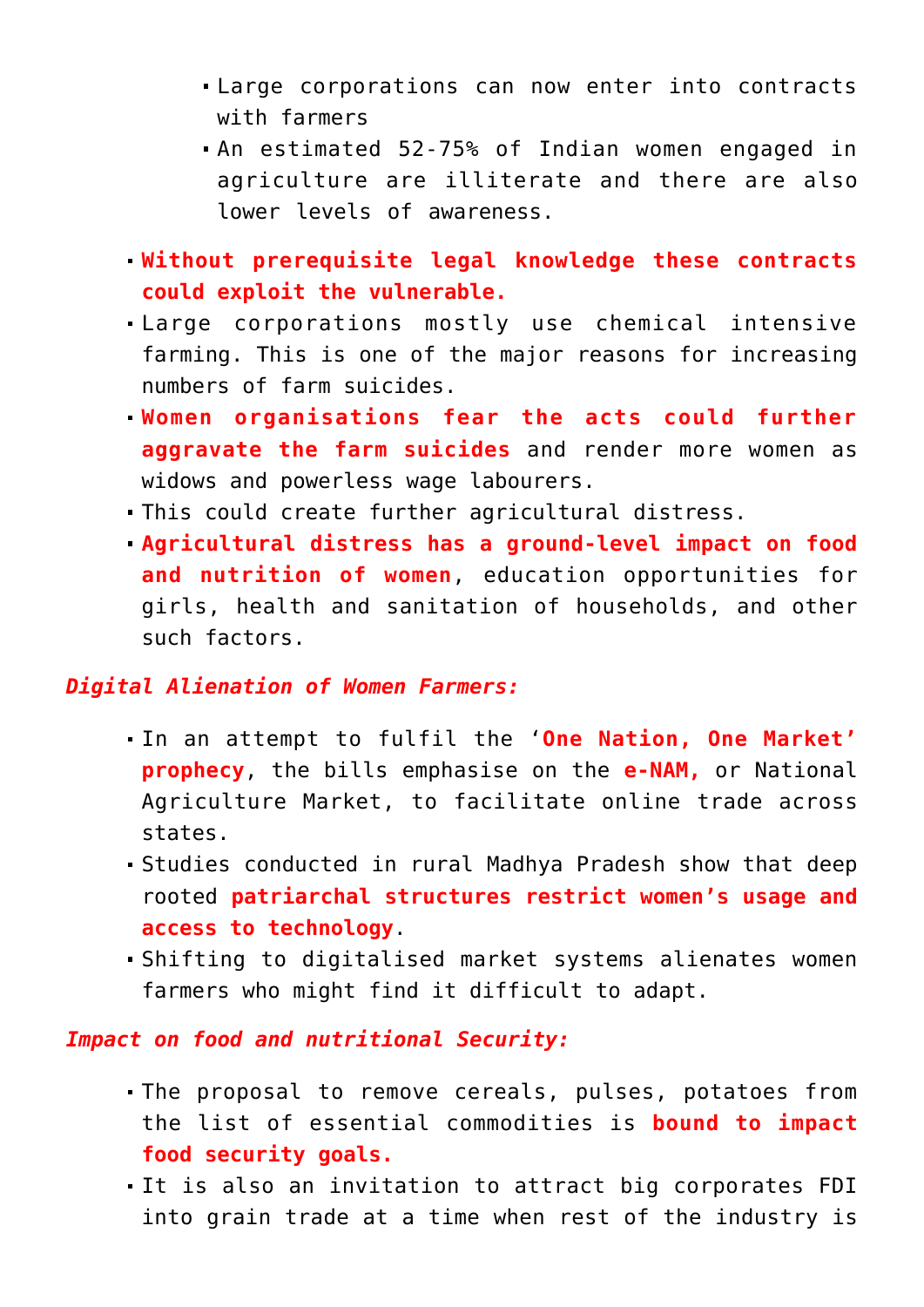- Large corporations can now enter into contracts with farmers
    - An estimated 52-75% of Indian women engaged in agriculture are illiterate and there are also lower levels of awareness.
- **Without prerequisite legal knowledge these contracts could exploit the vulnerable.**
- Large corporations mostly use chemical intensive farming. This is one of the major reasons for increasing numbers of farm suicides.
- **Women organisations fear the acts could further aggravate the farm suicides** and render more women as widows and powerless wage labourers.
- This could create further agricultural distress.
- **Agricultural distress has a ground-level impact on food and nutrition of women**, education opportunities for girls, health and sanitation of households, and other such factors.

***Digital Alienation of Women Farmers:***

- In an attempt to fulfil the '**One Nation, One Market' prophecy**, the bills emphasise on the **e-NAM,** or National Agriculture Market, to facilitate online trade across states.
- Studies conducted in rural Madhya Pradesh show that deep rooted **patriarchal structures restrict women's usage and access to technology**.
- Shifting to digitalised market systems alienates women farmers who might find it difficult to adapt.

***Impact on food and nutritional Security:***

- The proposal to remove cereals, pulses, potatoes from the list of essential commodities is **bound to impact food security goals.**
- It is also an invitation to attract big corporates FDI into grain trade at a time when rest of the industry is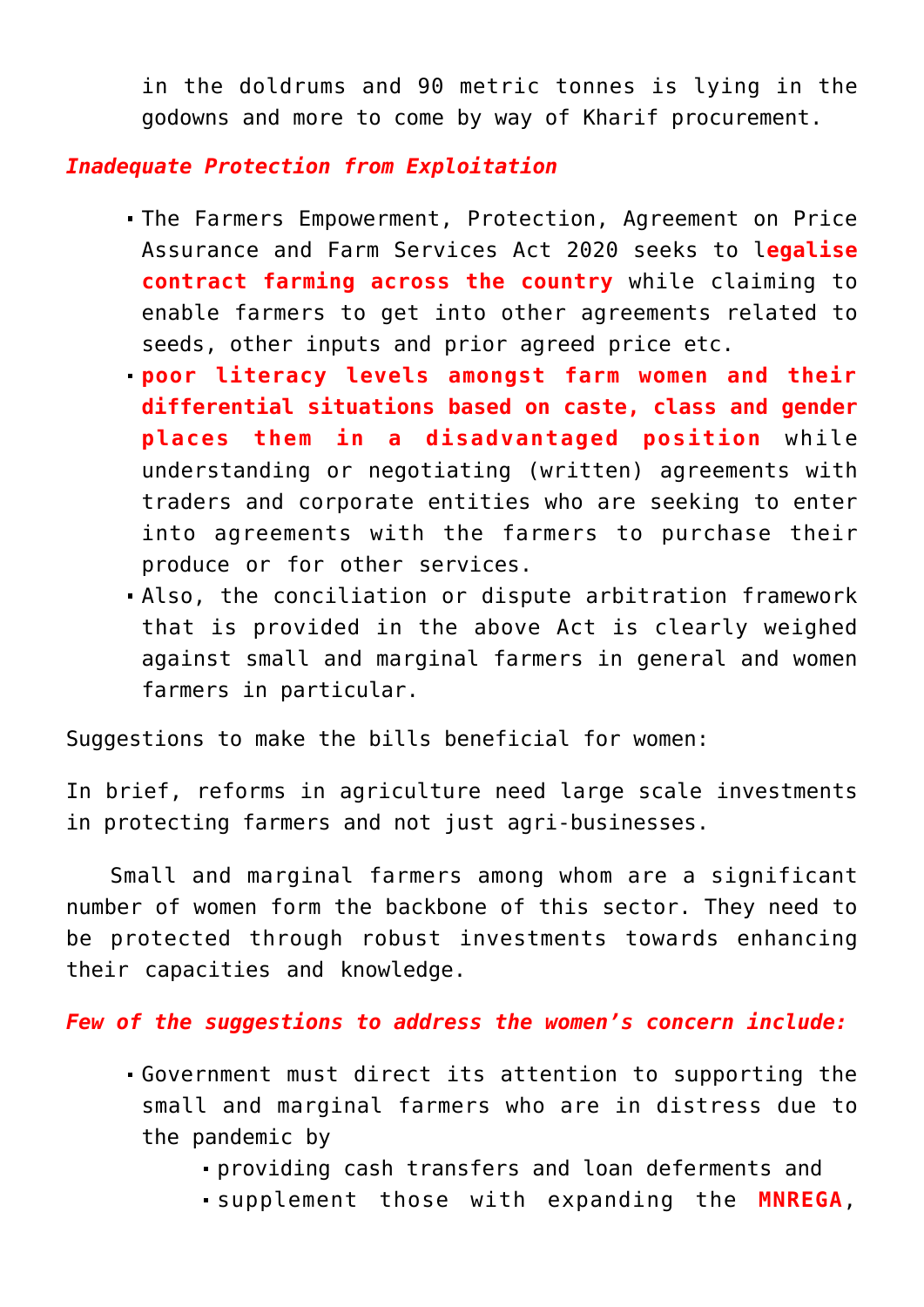in the doldrums and 90 metric tonnes is lying in the godowns and more to come by way of Kharif procurement.

***Inadequate Protection from Exploitation***

- The Farmers Empowerment, Protection, Agreement on Price Assurance and Farm Services Act 2020 seeks to l**egalise contract farming across the country** while claiming to enable farmers to get into other agreements related to seeds, other inputs and prior agreed price etc.
- **poor literacy levels amongst farm women and their differential situations based on caste, class and gender places them in a disadvantaged position** while understanding or negotiating (written) agreements with traders and corporate entities who are seeking to enter into agreements with the farmers to purchase their produce or for other services.
- Also, the conciliation or dispute arbitration framework that is provided in the above Act is clearly weighed against small and marginal farmers in general and women farmers in particular.

Suggestions to make the bills beneficial for women:

In brief, reforms in agriculture need large scale investments in protecting farmers and not just agri-businesses.

Small and marginal farmers among whom are a significant number of women form the backbone of this sector. They need to be protected through robust investments towards enhancing their capacities and knowledge.

***Few of the suggestions to address the women's concern include:***

- Government must direct its attention to supporting the small and marginal farmers who are in distress due to the pandemic by
    - providing cash transfers and loan deferments and
    - supplement those with expanding the **MNREGA**,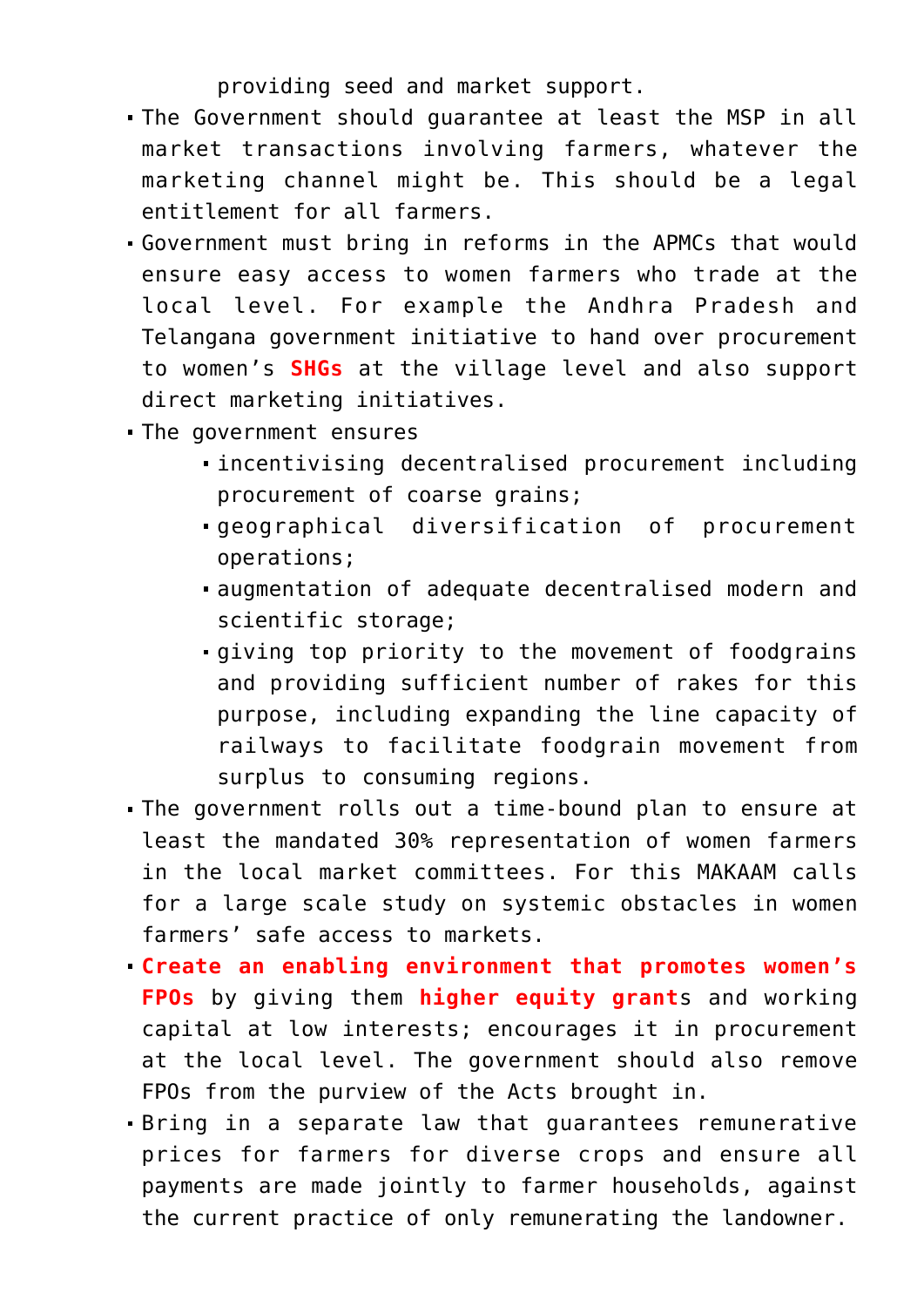providing seed and market support.

- The Government should guarantee at least the MSP in all market transactions involving farmers, whatever the marketing channel might be. This should be a legal entitlement for all farmers.
- Government must bring in reforms in the APMCs that would ensure easy access to women farmers who trade at the local level. For example the Andhra Pradesh and Telangana government initiative to hand over procurement to women's **SHGs** at the village level and also support direct marketing initiatives.
- The government ensures
  - incentivising decentralised procurement including procurement of coarse grains;
  - geographical diversification of procurement operations;
  - augmentation of adequate decentralised modern and scientific storage;
  - giving top priority to the movement of foodgrains and providing sufficient number of rakes for this purpose, including expanding the line capacity of railways to facilitate foodgrain movement from surplus to consuming regions.
- The government rolls out a time-bound plan to ensure at least the mandated 30% representation of women farmers in the local market committees. For this MAKAAM calls for a large scale study on systemic obstacles in women farmers' safe access to markets.
- **Create an enabling environment that promotes women's FPOs** by giving them **higher equity grant**s and working capital at low interests; encourages it in procurement at the local level. The government should also remove FPOs from the purview of the Acts brought in.
- Bring in a separate law that guarantees remunerative prices for farmers for diverse crops and ensure all payments are made jointly to farmer households, against the current practice of only remunerating the landowner.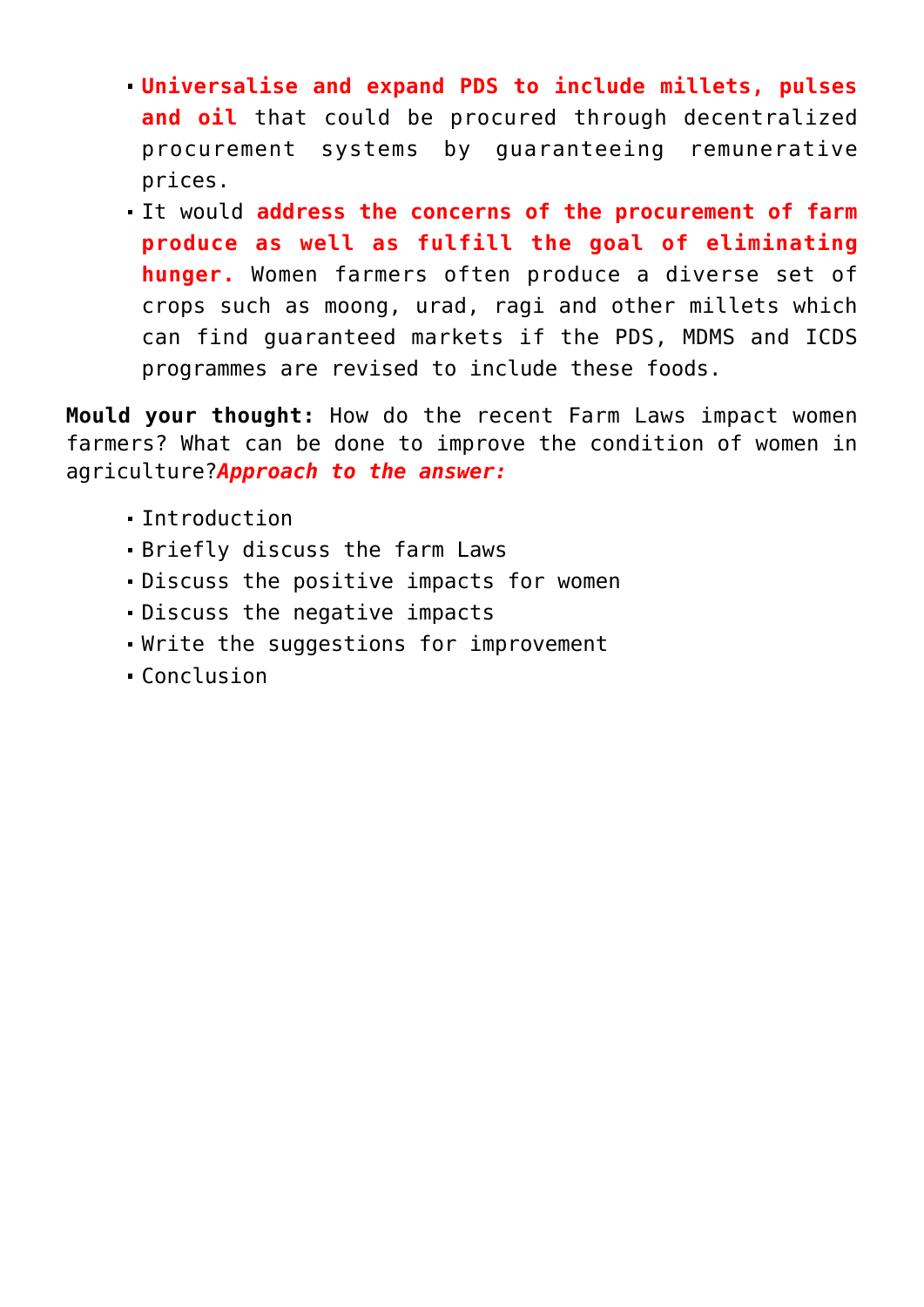- **Universalise and expand PDS to include millets, pulses and oil** that could be procured through decentralized procurement systems by guaranteeing remunerative prices.
- It would **address the concerns of the procurement of farm produce as well as fulfill the goal of eliminating hunger.** Women farmers often produce a diverse set of crops such as moong, urad, ragi and other millets which can find guaranteed markets if the PDS, MDMS and ICDS programmes are revised to include these foods.

**Mould your thought:** How do the recent Farm Laws impact women farmers? What can be done to improve the condition of women in agriculture?***Approach to the answer:***

- Introduction
- Briefly discuss the farm Laws
- Discuss the positive impacts for women
- Discuss the negative impacts
- Write the suggestions for improvement
- Conclusion